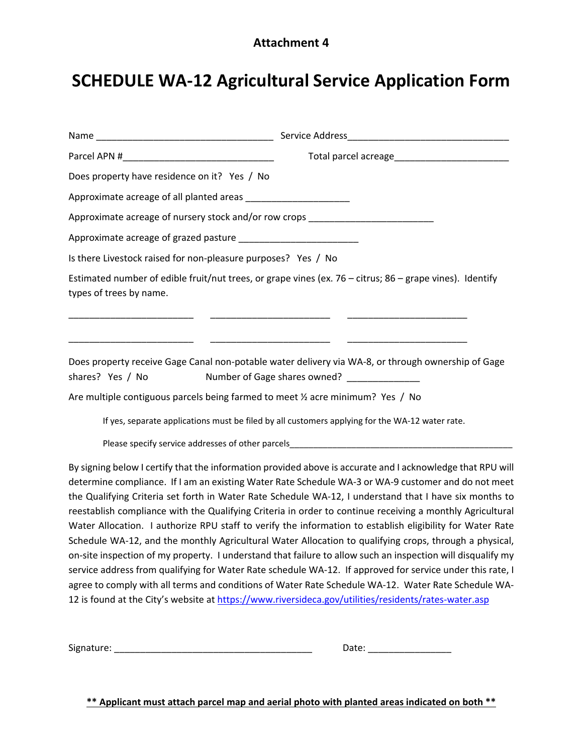**Attachment 4**

# SCHEDULE WA-12 Agricultural Service Application Form

Name __________________________________ Service Address_______________________________

Parcel APN #_____________________________ Total parcel acreage______________________

Does property have residence on it? Yes / No

Approximate acreage of all planted areas ____________________

Approximate acreage of nursery stock and/or row crops ________________________

Approximate acreage of grazed pasture ______________________

Is there Livestock raised for non-pleasure purposes? Yes / No

Estimated number of edible fruit/nut trees, or grape vines (ex. 76 – citrus; 86 – grape vines). Identify types of trees by name.

________________________ ________________________ ________________________

________________________ ________________________ ________________________

Does property receive Gage Canal non-potable water delivery via WA-8, or through ownership of Gage shares? Yes / No Number of Gage shares owned? ______________

Are multiple contiguous parcels being farmed to meet ½ acre minimum? Yes / No

If yes, separate applications must be filed by all customers applying for the WA-12 water rate.

Please specify service addresses of other parcels_______________________________________________

By signing below I certify that the information provided above is accurate and I acknowledge that RPU will determine compliance. If I am an existing Water Rate Schedule WA-3 or WA-9 customer and do not meet the Qualifying Criteria set forth in Water Rate Schedule WA-12, I understand that I have six months to reestablish compliance with the Qualifying Criteria in order to continue receiving a monthly Agricultural Water Allocation. I authorize RPU staff to verify the information to establish eligibility for Water Rate Schedule WA-12, and the monthly Agricultural Water Allocation to qualifying crops, through a physical, on-site inspection of my property. I understand that failure to allow such an inspection will disqualify my service address from qualifying for Water Rate schedule WA-12. If approved for service under this rate, I agree to comply with all terms and conditions of Water Rate Schedule WA-12. Water Rate Schedule WA-12 is found at the City's website at https://www.riversideca.gov/utilities/residents/rates-water.asp

Signature: _____________________________________ Date: ________________

**\*\* Applicant must attach parcel map and aerial photo with planted areas indicated on both \*\***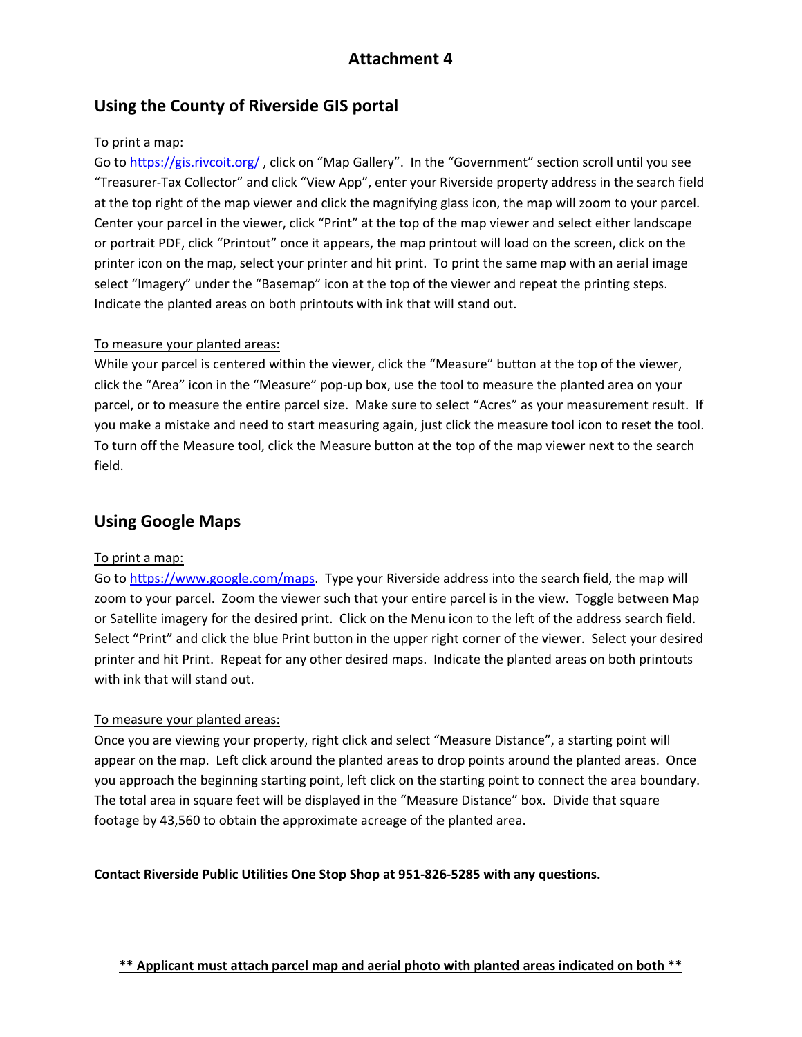# Attachment 4

## Using the County of Riverside GIS portal

To print a map:

Go to https://gis.rivcoit.org/ , click on "Map Gallery". In the "Government" section scroll until you see "Treasurer-Tax Collector" and click "View App", enter your Riverside property address in the search field at the top right of the map viewer and click the magnifying glass icon, the map will zoom to your parcel. Center your parcel in the viewer, click "Print" at the top of the map viewer and select either landscape or portrait PDF, click "Printout" once it appears, the map printout will load on the screen, click on the printer icon on the map, select your printer and hit print. To print the same map with an aerial image select "Imagery" under the "Basemap" icon at the top of the viewer and repeat the printing steps. Indicate the planted areas on both printouts with ink that will stand out.

To measure your planted areas:

While your parcel is centered within the viewer, click the "Measure" button at the top of the viewer, click the "Area" icon in the "Measure" pop-up box, use the tool to measure the planted area on your parcel, or to measure the entire parcel size. Make sure to select "Acres" as your measurement result. If you make a mistake and need to start measuring again, just click the measure tool icon to reset the tool. To turn off the Measure tool, click the Measure button at the top of the map viewer next to the search field.

## Using Google Maps

To print a map:

Go to https://www.google.com/maps. Type your Riverside address into the search field, the map will zoom to your parcel. Zoom the viewer such that your entire parcel is in the view. Toggle between Map or Satellite imagery for the desired print. Click on the Menu icon to the left of the address search field. Select "Print" and click the blue Print button in the upper right corner of the viewer. Select your desired printer and hit Print. Repeat for any other desired maps. Indicate the planted areas on both printouts with ink that will stand out.

To measure your planted areas:

Once you are viewing your property, right click and select "Measure Distance", a starting point will appear on the map. Left click around the planted areas to drop points around the planted areas. Once you approach the beginning starting point, left click on the starting point to connect the area boundary. The total area in square feet will be displayed in the "Measure Distance" box. Divide that square footage by 43,560 to obtain the approximate acreage of the planted area.

**Contact Riverside Public Utilities One Stop Shop at 951-826-5285 with any questions.**

**\*\* Applicant must attach parcel map and aerial photo with planted areas indicated on both \*\***